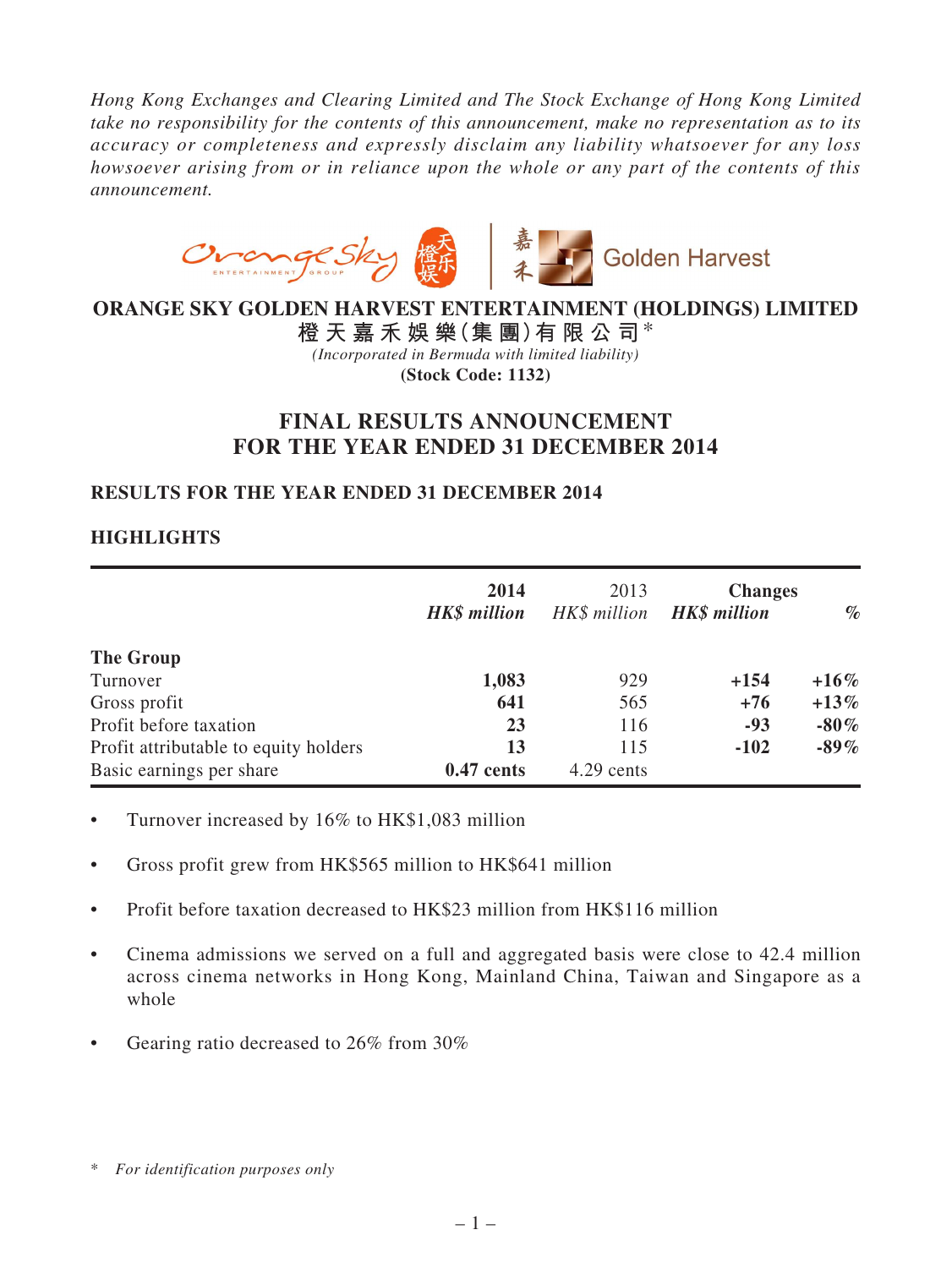*Hong Kong Exchanges and Clearing Limited and The Stock Exchange of Hong Kong Limited take no responsibility for the contents of this announcement, make no representation as to its accuracy or completeness and expressly disclaim any liability whatsoever for any loss howsoever arising from or in reliance upon the whole or any part of the contents of this announcement.*

**ORANGE SKY GOLDEN HARVEST ENTERTAINMENT (HOLDINGS) LIMITED**
**橙天嘉禾娛樂(集團)有限公司**\*
*(Incorporated in Bermuda with limited liability)*
**(Stock Code: 1132)**

# FINAL RESULTS ANNOUNCEMENT FOR THE YEAR ENDED 31 DECEMBER 2014

## RESULTS FOR THE YEAR ENDED 31 DECEMBER 2014

## HIGHLIGHTS

| | **2014** | 2013 | **Changes** | |
|---|---|---|---|---|
| | ***HK$ million*** | *HK$ million* | ***HK$ million*** | ***%*** |
| **The Group** | | | | |
| Turnover | **1,083** | 929 | **+154** | **+16%** |
| Gross profit | **641** | 565 | **+76** | **+13%** |
| Profit before taxation | **23** | 116 | **-93** | **-80%** |
| Profit attributable to equity holders | **13** | 115 | **-102** | **-89%** |
| Basic earnings per share | **0.47 cents** | 4.29 cents | | |

- Turnover increased by 16% to HK$1,083 million
- Gross profit grew from HK$565 million to HK$641 million
- Profit before taxation decreased to HK$23 million from HK$116 million
- Cinema admissions we served on a full and aggregated basis were close to 42.4 million across cinema networks in Hong Kong, Mainland China, Taiwan and Singapore as a whole
- Gearing ratio decreased to 26% from 30%

\* *For identification purposes only*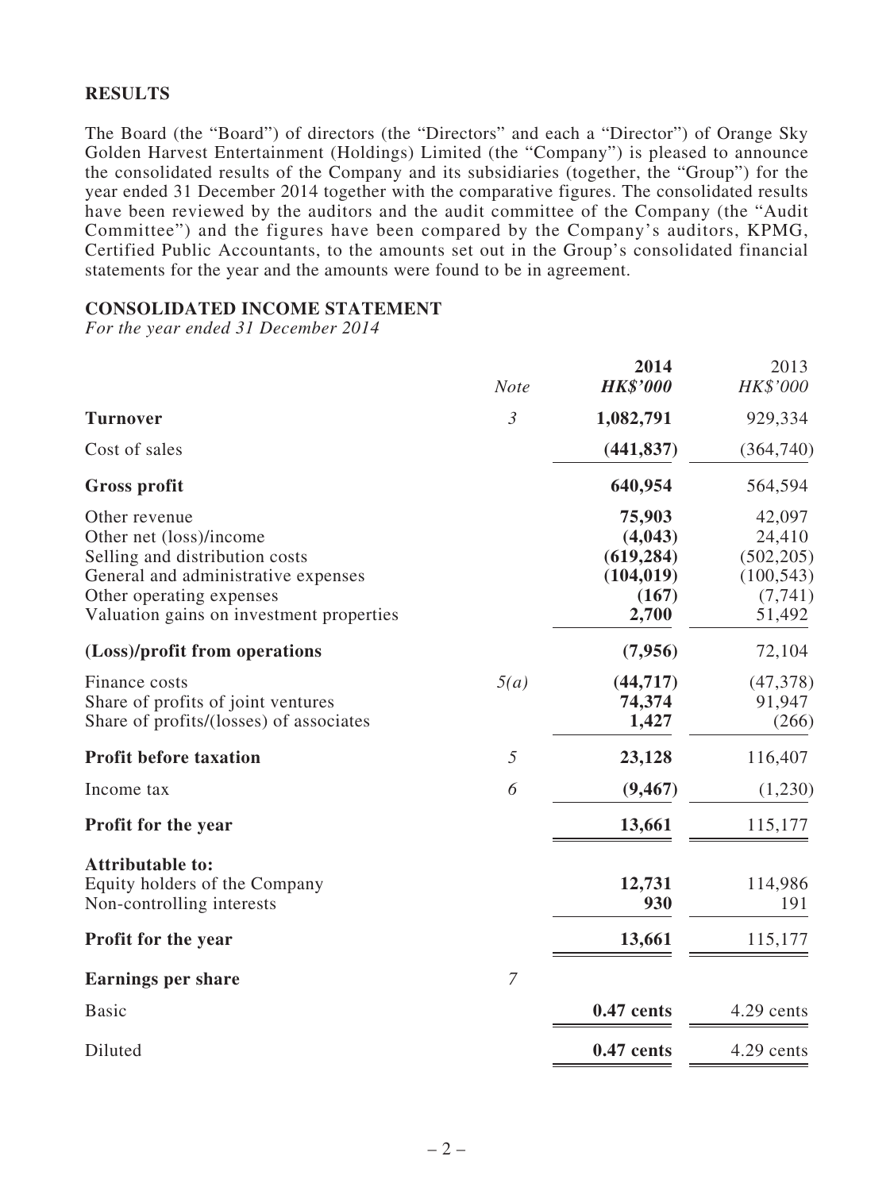## RESULTS

The Board (the "Board") of directors (the "Directors" and each a "Director") of Orange Sky Golden Harvest Entertainment (Holdings) Limited (the "Company") is pleased to announce the consolidated results of the Company and its subsidiaries (together, the "Group") for the year ended 31 December 2014 together with the comparative figures. The consolidated results have been reviewed by the auditors and the audit committee of the Company (the "Audit Committee") and the figures have been compared by the Company's auditors, KPMG, Certified Public Accountants, to the amounts set out in the Group's consolidated financial statements for the year and the amounts were found to be in agreement.

## CONSOLIDATED INCOME STATEMENT

*For the year ended 31 December 2014*

| | Note | 2014 HK$'000 | 2013 HK$'000 |
|---|---|---|---|
| **Turnover** | 3 | **1,082,791** | 929,334 |
| Cost of sales | | **(441,837)** | (364,740) |
| **Gross profit** | | **640,954** | 564,594 |
| Other revenue | | **75,903** | 42,097 |
| Other net (loss)/income | | **(4,043)** | 24,410 |
| Selling and distribution costs | | **(619,284)** | (502,205) |
| General and administrative expenses | | **(104,019)** | (100,543) |
| Other operating expenses | | **(167)** | (7,741) |
| Valuation gains on investment properties | | **2,700** | 51,492 |
| **(Loss)/profit from operations** | | **(7,956)** | 72,104 |
| Finance costs | 5(a) | **(44,717)** | (47,378) |
| Share of profits of joint ventures | | **74,374** | 91,947 |
| Share of profits/(losses) of associates | | **1,427** | (266) |
| **Profit before taxation** | 5 | **23,128** | 116,407 |
| Income tax | 6 | **(9,467)** | (1,230) |
| **Profit for the year** | | **13,661** | 115,177 |
| **Attributable to:** | | | |
| Equity holders of the Company | | **12,731** | 114,986 |
| Non-controlling interests | | **930** | 191 |
| **Profit for the year** | | **13,661** | 115,177 |
| **Earnings per share** | 7 | | |
| Basic | | **0.47 cents** | 4.29 cents |
| Diluted | | **0.47 cents** | 4.29 cents |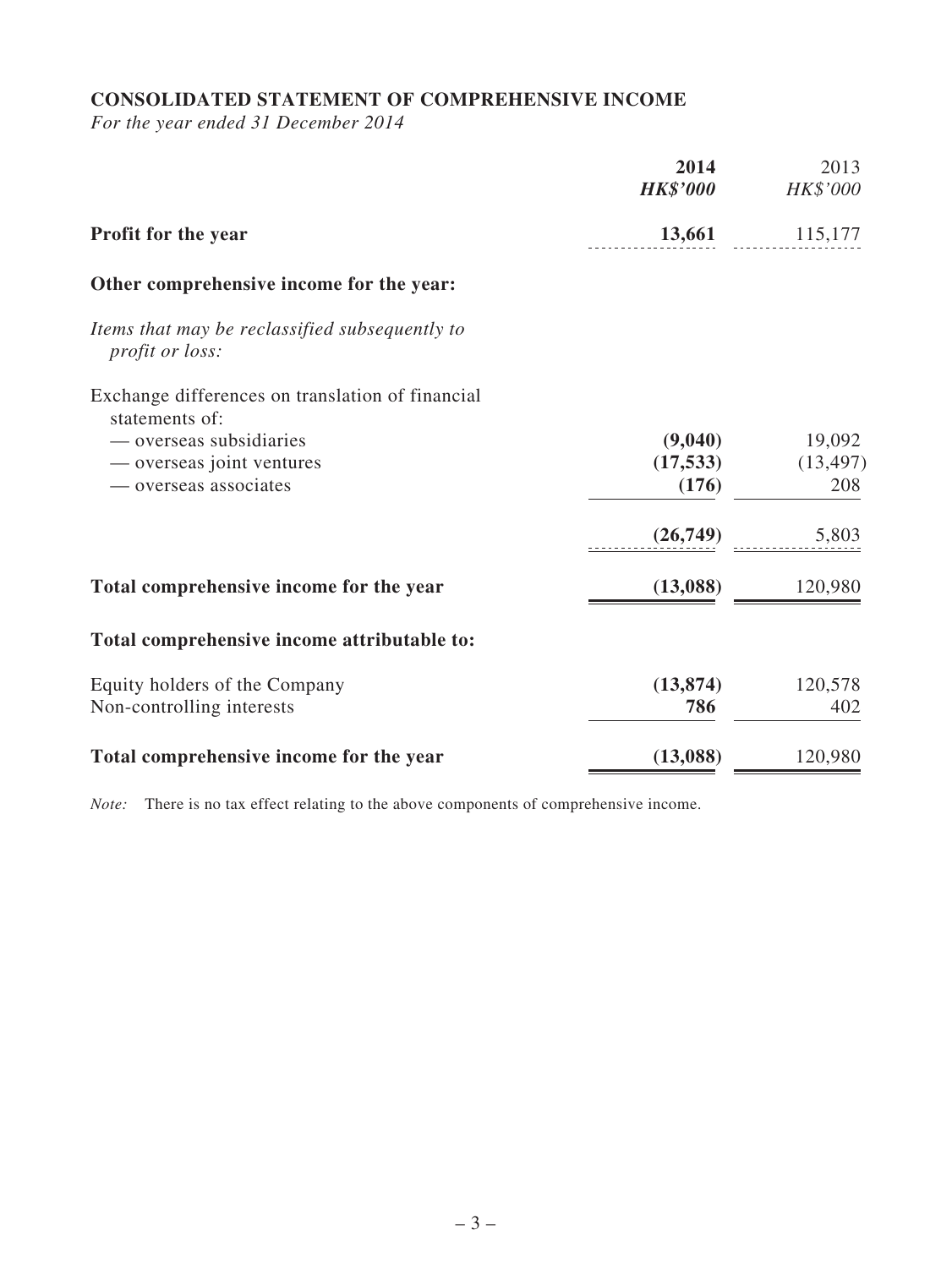## CONSOLIDATED STATEMENT OF COMPREHENSIVE INCOME

*For the year ended 31 December 2014*

| | **2014** | 2013 |
|---|---|---|
| | ***HK$'000*** | *HK$'000* |
| **Profit for the year** | **13,661** | 115,177 |
| **Other comprehensive income for the year:** | | |
| *Items that may be reclassified subsequently to profit or loss:* | | |
| Exchange differences on translation of financial statements of: | | |
| — overseas subsidiaries | **(9,040)** | 19,092 |
| — overseas joint ventures | **(17,533)** | (13,497) |
| — overseas associates | **(176)** | 208 |
| | **(26,749)** | 5,803 |
| **Total comprehensive income for the year** | **(13,088)** | 120,980 |
| **Total comprehensive income attributable to:** | | |
| Equity holders of the Company | **(13,874)** | 120,578 |
| Non-controlling interests | **786** | 402 |
| **Total comprehensive income for the year** | **(13,088)** | 120,980 |

*Note:* There is no tax effect relating to the above components of comprehensive income.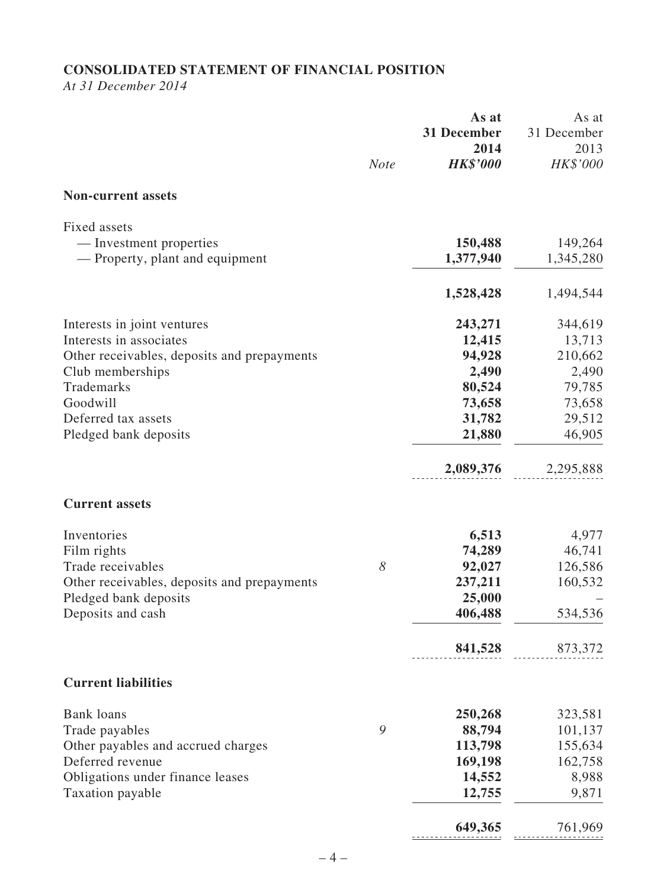## CONSOLIDATED STATEMENT OF FINANCIAL POSITION

*At 31 December 2014*

| | Note | As at 31 December 2014 HK$'000 | As at 31 December 2013 HK$'000 |
|---|---|---|---|
| **Non-current assets** | | | |
| Fixed assets | | | |
| — Investment properties | | **150,488** | 149,264 |
| — Property, plant and equipment | | **1,377,940** | 1,345,280 |
| | | **1,528,428** | 1,494,544 |
| Interests in joint ventures | | **243,271** | 344,619 |
| Interests in associates | | **12,415** | 13,713 |
| Other receivables, deposits and prepayments | | **94,928** | 210,662 |
| Club memberships | | **2,490** | 2,490 |
| Trademarks | | **80,524** | 79,785 |
| Goodwill | | **73,658** | 73,658 |
| Deferred tax assets | | **31,782** | 29,512 |
| Pledged bank deposits | | **21,880** | 46,905 |
| | | **2,089,376** | 2,295,888 |
| **Current assets** | | | |
| Inventories | | **6,513** | 4,977 |
| Film rights | | **74,289** | 46,741 |
| Trade receivables | 8 | **92,027** | 126,586 |
| Other receivables, deposits and prepayments | | **237,211** | 160,532 |
| Pledged bank deposits | | **25,000** | – |
| Deposits and cash | | **406,488** | 534,536 |
| | | **841,528** | 873,372 |
| **Current liabilities** | | | |
| Bank loans | | **250,268** | 323,581 |
| Trade payables | 9 | **88,794** | 101,137 |
| Other payables and accrued charges | | **113,798** | 155,634 |
| Deferred revenue | | **169,198** | 162,758 |
| Obligations under finance leases | | **14,552** | 8,988 |
| Taxation payable | | **12,755** | 9,871 |
| | | **649,365** | 761,969 |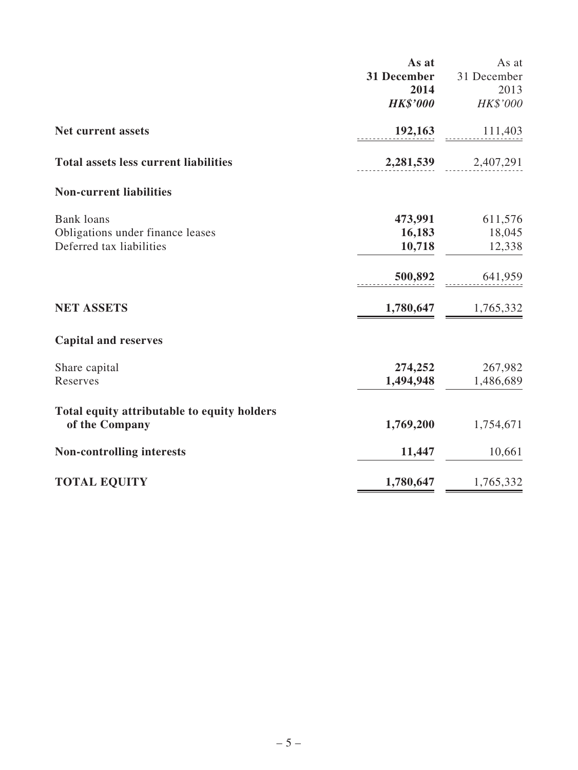| | As at 31 December 2014 *HK$'000* | As at 31 December 2013 *HK$'000* |
|---|---|---|
| **Net current assets** | **192,163** | 111,403 |
| **Total assets less current liabilities** | **2,281,539** | 2,407,291 |
| **Non-current liabilities** | | |
| Bank loans | **473,991** | 611,576 |
| Obligations under finance leases | **16,183** | 18,045 |
| Deferred tax liabilities | **10,718** | 12,338 |
| | **500,892** | 641,959 |
| **NET ASSETS** | **1,780,647** | 1,765,332 |
| **Capital and reserves** | | |
| Share capital | **274,252** | 267,982 |
| Reserves | **1,494,948** | 1,486,689 |
| **Total equity attributable to equity holders of the Company** | **1,769,200** | 1,754,671 |
| **Non-controlling interests** | **11,447** | 10,661 |
| **TOTAL EQUITY** | **1,780,647** | 1,765,332 |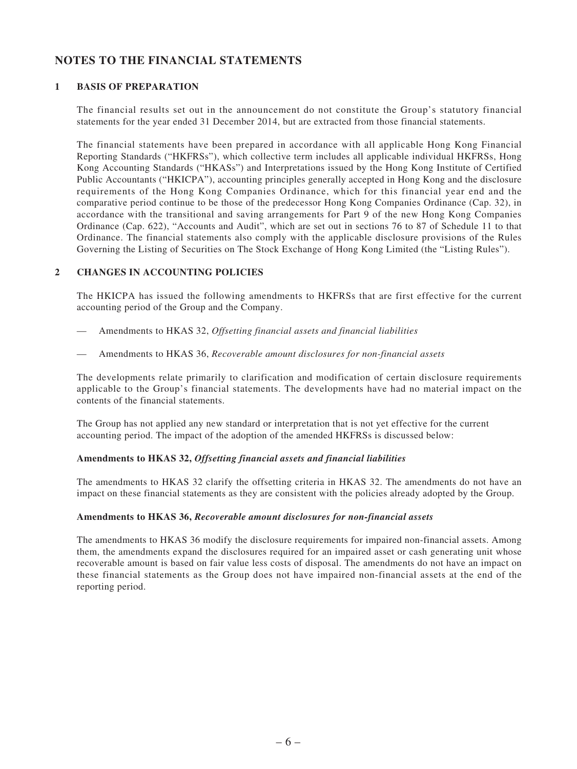# NOTES TO THE FINANCIAL STATEMENTS

## 1 BASIS OF PREPARATION

The financial results set out in the announcement do not constitute the Group's statutory financial statements for the year ended 31 December 2014, but are extracted from those financial statements.

The financial statements have been prepared in accordance with all applicable Hong Kong Financial Reporting Standards ("HKFRSs"), which collective term includes all applicable individual HKFRSs, Hong Kong Accounting Standards ("HKASs") and Interpretations issued by the Hong Kong Institute of Certified Public Accountants ("HKICPA"), accounting principles generally accepted in Hong Kong and the disclosure requirements of the Hong Kong Companies Ordinance, which for this financial year end and the comparative period continue to be those of the predecessor Hong Kong Companies Ordinance (Cap. 32), in accordance with the transitional and saving arrangements for Part 9 of the new Hong Kong Companies Ordinance (Cap. 622), "Accounts and Audit", which are set out in sections 76 to 87 of Schedule 11 to that Ordinance. The financial statements also comply with the applicable disclosure provisions of the Rules Governing the Listing of Securities on The Stock Exchange of Hong Kong Limited (the "Listing Rules").

## 2 CHANGES IN ACCOUNTING POLICIES

The HKICPA has issued the following amendments to HKFRSs that are first effective for the current accounting period of the Group and the Company.

— Amendments to HKAS 32, *Offsetting financial assets and financial liabilities*

— Amendments to HKAS 36, *Recoverable amount disclosures for non-financial assets*

The developments relate primarily to clarification and modification of certain disclosure requirements applicable to the Group's financial statements. The developments have had no material impact on the contents of the financial statements.

The Group has not applied any new standard or interpretation that is not yet effective for the current accounting period. The impact of the adoption of the amended HKFRSs is discussed below:

**Amendments to HKAS 32, *Offsetting financial assets and financial liabilities***

The amendments to HKAS 32 clarify the offsetting criteria in HKAS 32. The amendments do not have an impact on these financial statements as they are consistent with the policies already adopted by the Group.

**Amendments to HKAS 36, *Recoverable amount disclosures for non-financial assets***

The amendments to HKAS 36 modify the disclosure requirements for impaired non-financial assets. Among them, the amendments expand the disclosures required for an impaired asset or cash generating unit whose recoverable amount is based on fair value less costs of disposal. The amendments do not have an impact on these financial statements as the Group does not have impaired non-financial assets at the end of the reporting period.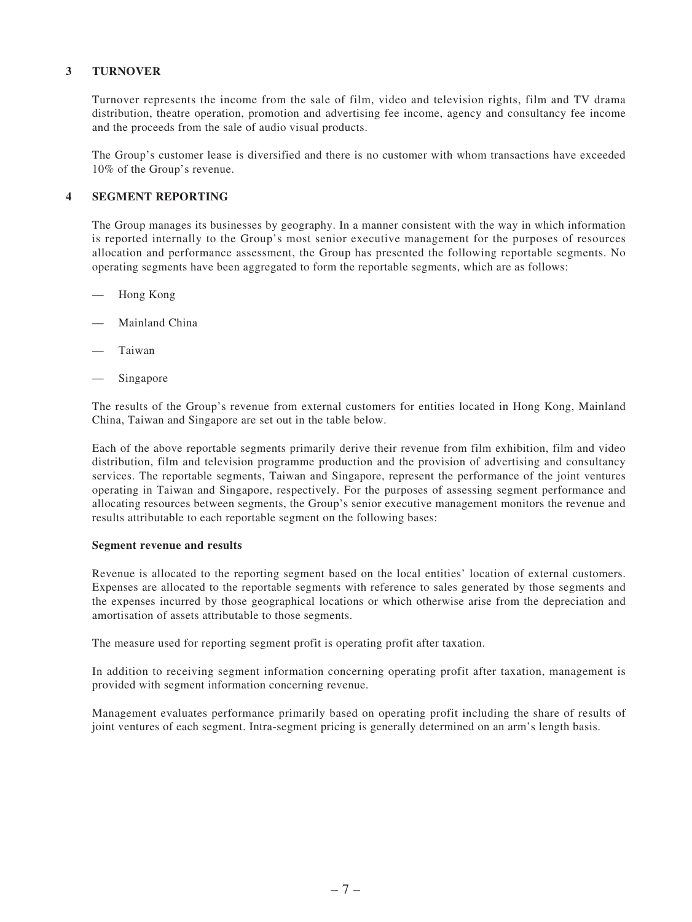## 3 TURNOVER

Turnover represents the income from the sale of film, video and television rights, film and TV drama distribution, theatre operation, promotion and advertising fee income, agency and consultancy fee income and the proceeds from the sale of audio visual products.

The Group's customer lease is diversified and there is no customer with whom transactions have exceeded 10% of the Group's revenue.

## 4 SEGMENT REPORTING

The Group manages its businesses by geography. In a manner consistent with the way in which information is reported internally to the Group's most senior executive management for the purposes of resources allocation and performance assessment, the Group has presented the following reportable segments. No operating segments have been aggregated to form the reportable segments, which are as follows:

- Hong Kong
- Mainland China
- Taiwan
- Singapore

The results of the Group's revenue from external customers for entities located in Hong Kong, Mainland China, Taiwan and Singapore are set out in the table below.

Each of the above reportable segments primarily derive their revenue from film exhibition, film and video distribution, film and television programme production and the provision of advertising and consultancy services. The reportable segments, Taiwan and Singapore, represent the performance of the joint ventures operating in Taiwan and Singapore, respectively. For the purposes of assessing segment performance and allocating resources between segments, the Group's senior executive management monitors the revenue and results attributable to each reportable segment on the following bases:

**Segment revenue and results**

Revenue is allocated to the reporting segment based on the local entities' location of external customers. Expenses are allocated to the reportable segments with reference to sales generated by those segments and the expenses incurred by those geographical locations or which otherwise arise from the depreciation and amortisation of assets attributable to those segments.

The measure used for reporting segment profit is operating profit after taxation.

In addition to receiving segment information concerning operating profit after taxation, management is provided with segment information concerning revenue.

Management evaluates performance primarily based on operating profit including the share of results of joint ventures of each segment. Intra-segment pricing is generally determined on an arm's length basis.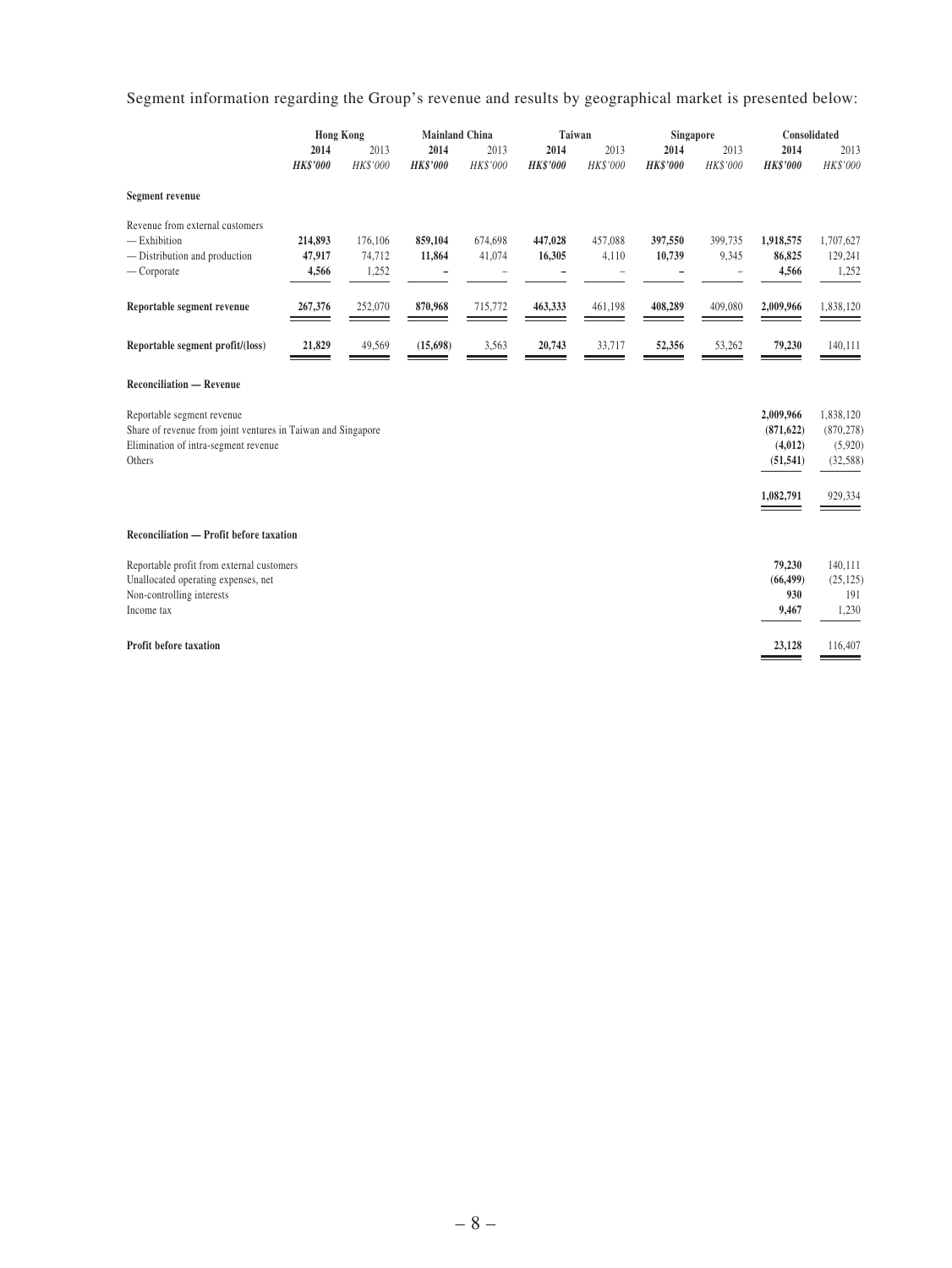Segment information regarding the Group's revenue and results by geographical market is presented below:

| | Hong Kong | | Mainland China | | Taiwan | | Singapore | | Consolidated | |
|---|---|---|---|---|---|---|---|---|---|---|
| | **2014** | 2013 | **2014** | 2013 | **2014** | 2013 | **2014** | 2013 | **2014** | 2013 |
| | ***HK$'000*** | *HK$'000* | ***HK$'000*** | *HK$'000* | ***HK$'000*** | *HK$'000* | ***HK$'000*** | *HK$'000* | ***HK$'000*** | *HK$'000* |
| **Segment revenue** | | | | | | | | | | |
| Revenue from external customers | | | | | | | | | | |
| — Exhibition | **214,893** | 176,106 | **859,104** | 674,698 | **447,028** | 457,088 | **397,550** | 399,735 | **1,918,575** | 1,707,627 |
| — Distribution and production | **47,917** | 74,712 | **11,864** | 41,074 | **16,305** | 4,110 | **10,739** | 9,345 | **86,825** | 129,241 |
| — Corporate | **4,566** | 1,252 | **–** | – | **–** | – | **–** | – | **4,566** | 1,252 |
| **Reportable segment revenue** | **267,376** | 252,070 | **870,968** | 715,772 | **463,333** | 461,198 | **408,289** | 409,080 | **2,009,966** | 1,838,120 |
| **Reportable segment profit/(loss)** | **21,829** | 49,569 | **(15,698)** | 3,563 | **20,743** | 33,717 | **52,356** | 53,262 | **79,230** | 140,111 |
| **Reconciliation — Revenue** | | | | | | | | | | |
| Reportable segment revenue | | | | | | | | | **2,009,966** | 1,838,120 |
| Share of revenue from joint ventures in Taiwan and Singapore | | | | | | | | | **(871,622)** | (870,278) |
| Elimination of intra-segment revenue | | | | | | | | | **(4,012)** | (5,920) |
| Others | | | | | | | | | **(51,541)** | (32,588) |
| | | | | | | | | | **1,082,791** | 929,334 |
| **Reconciliation — Profit before taxation** | | | | | | | | | | |
| Reportable profit from external customers | | | | | | | | | **79,230** | 140,111 |
| Unallocated operating expenses, net | | | | | | | | | **(66,499)** | (25,125) |
| Non-controlling interests | | | | | | | | | **930** | 191 |
| Income tax | | | | | | | | | **9,467** | 1,230 |
| **Profit before taxation** | | | | | | | | | **23,128** | 116,407 |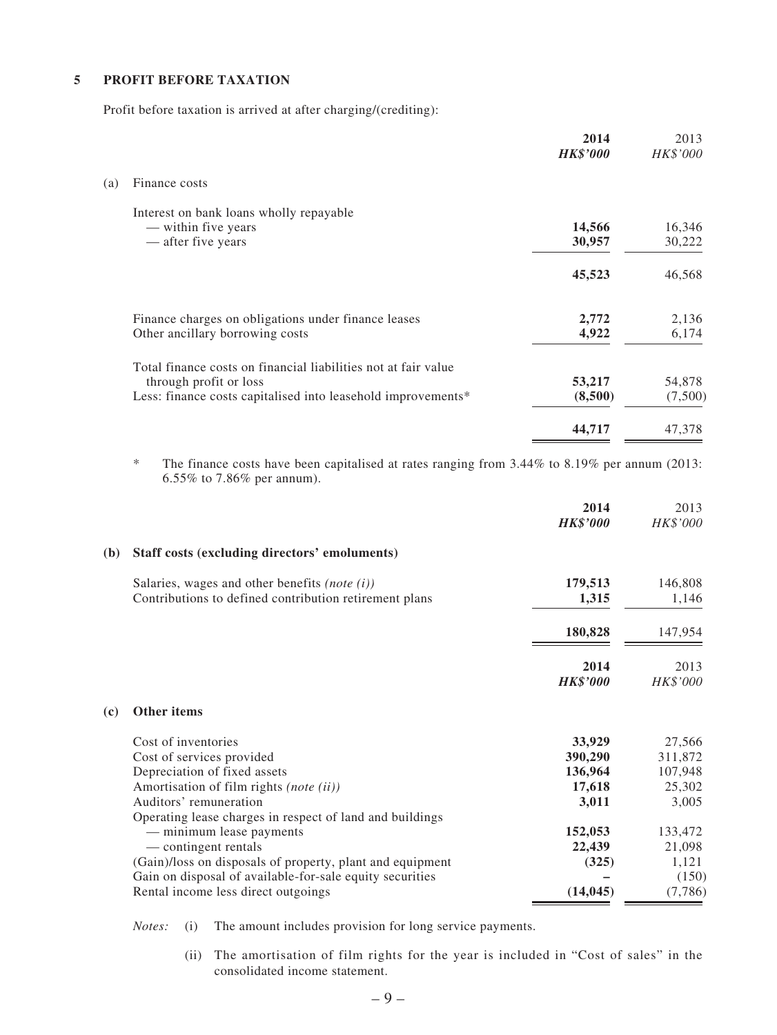## 5 PROFIT BEFORE TAXATION

Profit before taxation is arrived at after charging/(crediting):

| | **2014** | 2013 |
|---|---|---|
| | ***HK$'000*** | *HK$'000* |
| **(a) Finance costs** | | |
| Interest on bank loans wholly repayable | | |
| — within five years | **14,566** | 16,346 |
| — after five years | **30,957** | 30,222 |
| | **45,523** | 46,568 |
| Finance charges on obligations under finance leases | **2,772** | 2,136 |
| Other ancillary borrowing costs | **4,922** | 6,174 |
| Total finance costs on financial liabilities not at fair value through profit or loss | **53,217** | 54,878 |
| Less: finance costs capitalised into leasehold improvements* | **(8,500)** | (7,500) |
| | **44,717** | 47,378 |

\* The finance costs have been capitalised at rates ranging from 3.44% to 8.19% per annum (2013: 6.55% to 7.86% per annum).

| | **2014** | 2013 |
|---|---|---|
| | ***HK$'000*** | *HK$'000* |
| **(b) Staff costs (excluding directors' emoluments)** | | |
| Salaries, wages and other benefits *(note (i))* | **179,513** | 146,808 |
| Contributions to defined contribution retirement plans | **1,315** | 1,146 |
| | **180,828** | 147,954 |

| | **2014** | 2013 |
|---|---|---|
| | ***HK$'000*** | *HK$'000* |
| **(c) Other items** | | |
| Cost of inventories | **33,929** | 27,566 |
| Cost of services provided | **390,290** | 311,872 |
| Depreciation of fixed assets | **136,964** | 107,948 |
| Amortisation of film rights *(note (ii))* | **17,618** | 25,302 |
| Auditors' remuneration | **3,011** | 3,005 |
| Operating lease charges in respect of land and buildings | | |
| — minimum lease payments | **152,053** | 133,472 |
| — contingent rentals | **22,439** | 21,098 |
| (Gain)/loss on disposals of property, plant and equipment | **(325)** | 1,121 |
| Gain on disposal of available-for-sale equity securities | **–** | (150) |
| Rental income less direct outgoings | **(14,045)** | (7,786) |

*Notes:* (i) The amount includes provision for long service payments.

(ii) The amortisation of film rights for the year is included in "Cost of sales" in the consolidated income statement.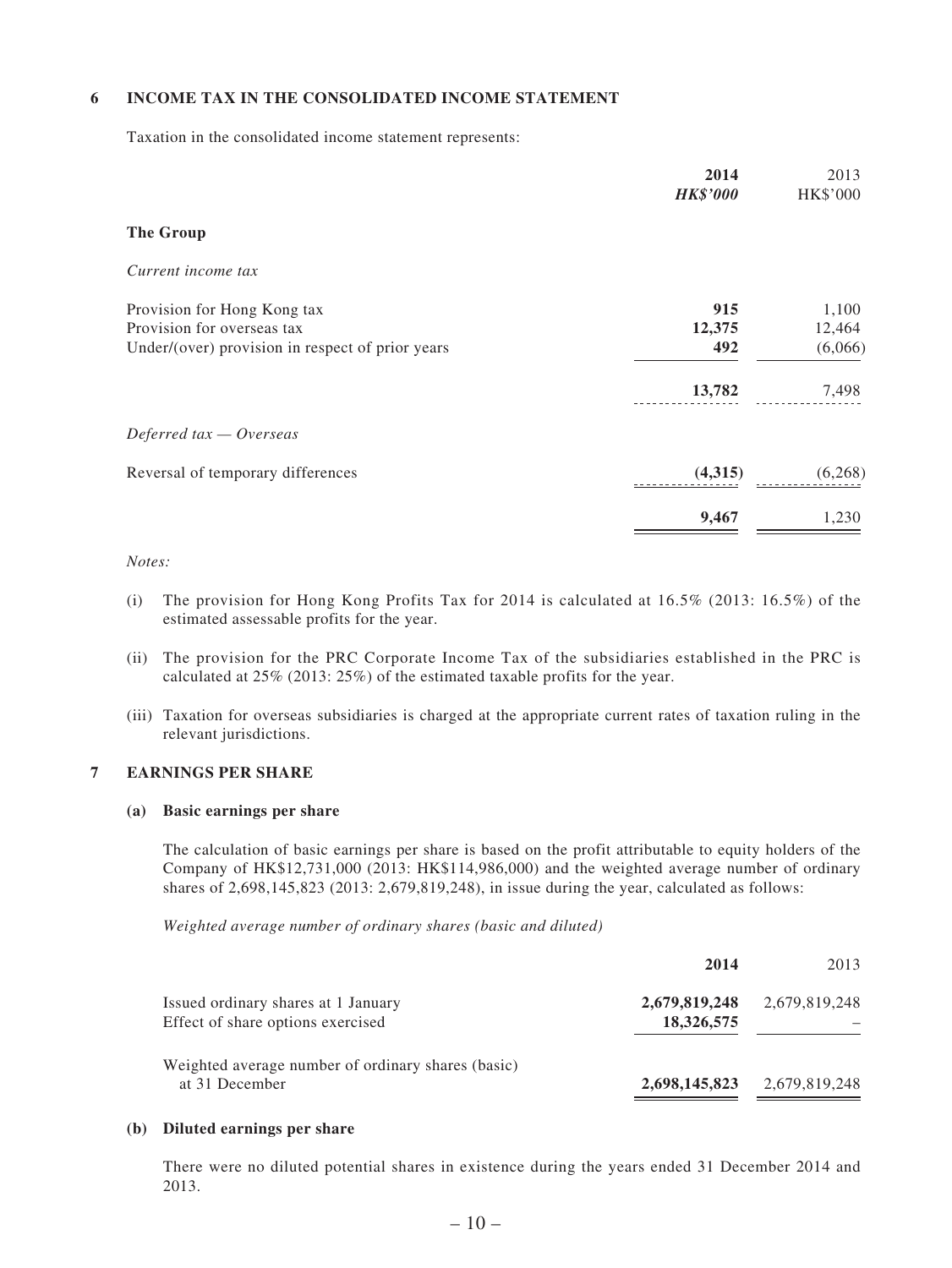## 6 INCOME TAX IN THE CONSOLIDATED INCOME STATEMENT

Taxation in the consolidated income statement represents:

| | **2014** | 2013 |
|---|---|---|
| | ***HK$'000*** | HK$'000 |
| **The Group** | | |
| *Current income tax* | | |
| Provision for Hong Kong tax | **915** | 1,100 |
| Provision for overseas tax | **12,375** | 12,464 |
| Under/(over) provision in respect of prior years | **492** | (6,066) |
| | **13,782** | 7,498 |
| *Deferred tax — Overseas* | | |
| Reversal of temporary differences | **(4,315)** | (6,268) |
| | **9,467** | 1,230 |

*Notes:*

(i) The provision for Hong Kong Profits Tax for 2014 is calculated at 16.5% (2013: 16.5%) of the estimated assessable profits for the year.

(ii) The provision for the PRC Corporate Income Tax of the subsidiaries established in the PRC is calculated at 25% (2013: 25%) of the estimated taxable profits for the year.

(iii) Taxation for overseas subsidiaries is charged at the appropriate current rates of taxation ruling in the relevant jurisdictions.

## 7 EARNINGS PER SHARE

### (a) Basic earnings per share

The calculation of basic earnings per share is based on the profit attributable to equity holders of the Company of HK$12,731,000 (2013: HK$114,986,000) and the weighted average number of ordinary shares of 2,698,145,823 (2013: 2,679,819,248), in issue during the year, calculated as follows:

*Weighted average number of ordinary shares (basic and diluted)*

| | **2014** | 2013 |
|---|---|---|
| Issued ordinary shares at 1 January | **2,679,819,248** | 2,679,819,248 |
| Effect of share options exercised | **18,326,575** | – |
| Weighted average number of ordinary shares (basic) at 31 December | **2,698,145,823** | 2,679,819,248 |

### (b) Diluted earnings per share

There were no diluted potential shares in existence during the years ended 31 December 2014 and 2013.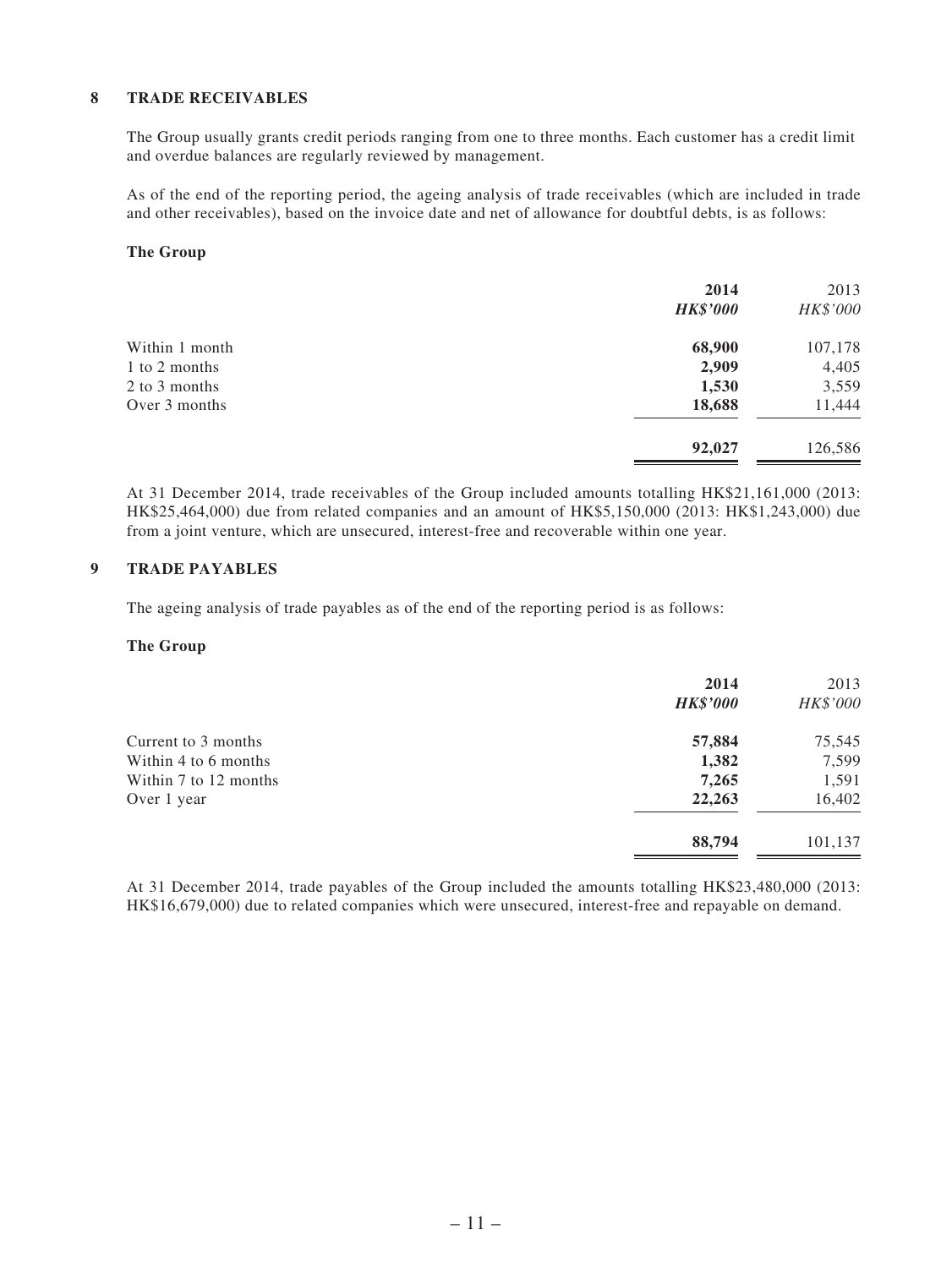## 8 TRADE RECEIVABLES

The Group usually grants credit periods ranging from one to three months. Each customer has a credit limit and overdue balances are regularly reviewed by management.

As of the end of the reporting period, the ageing analysis of trade receivables (which are included in trade and other receivables), based on the invoice date and net of allowance for doubtful debts, is as follows:

**The Group**

| | **2014** | 2013 |
|---|---|---|
| | ***HK$'000*** | *HK$'000* |
| Within 1 month | **68,900** | 107,178 |
| 1 to 2 months | **2,909** | 4,405 |
| 2 to 3 months | **1,530** | 3,559 |
| Over 3 months | **18,688** | 11,444 |
| | **92,027** | 126,586 |

At 31 December 2014, trade receivables of the Group included amounts totalling HK$21,161,000 (2013: HK$25,464,000) due from related companies and an amount of HK$5,150,000 (2013: HK$1,243,000) due from a joint venture, which are unsecured, interest-free and recoverable within one year.

## 9 TRADE PAYABLES

The ageing analysis of trade payables as of the end of the reporting period is as follows:

**The Group**

| | **2014** | 2013 |
|---|---|---|
| | ***HK$'000*** | *HK$'000* |
| Current to 3 months | **57,884** | 75,545 |
| Within 4 to 6 months | **1,382** | 7,599 |
| Within 7 to 12 months | **7,265** | 1,591 |
| Over 1 year | **22,263** | 16,402 |
| | **88,794** | 101,137 |

At 31 December 2014, trade payables of the Group included the amounts totalling HK$23,480,000 (2013: HK$16,679,000) due to related companies which were unsecured, interest-free and repayable on demand.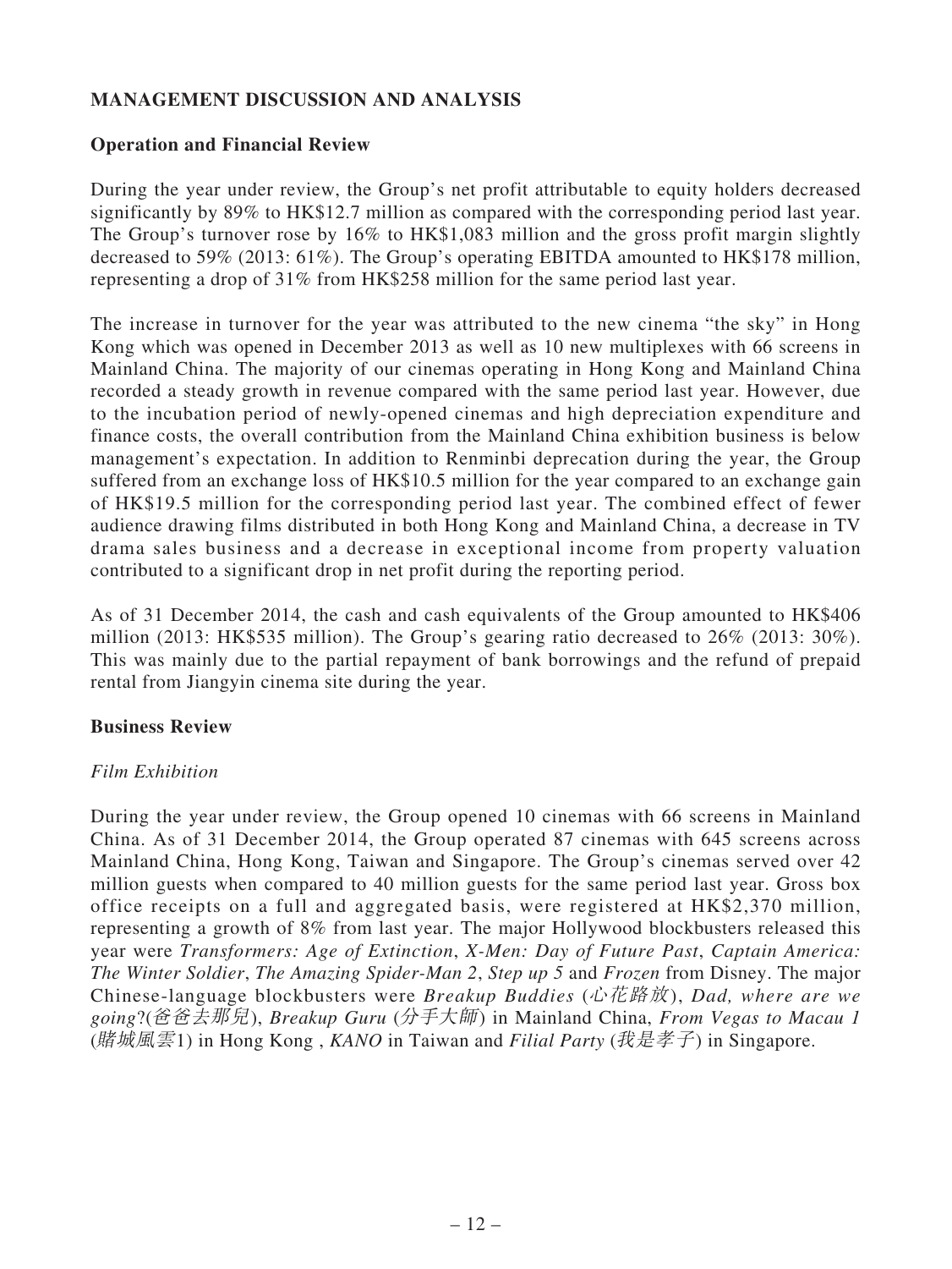## MANAGEMENT DISCUSSION AND ANALYSIS

### Operation and Financial Review

During the year under review, the Group's net profit attributable to equity holders decreased significantly by 89% to HK$12.7 million as compared with the corresponding period last year. The Group's turnover rose by 16% to HK$1,083 million and the gross profit margin slightly decreased to 59% (2013: 61%). The Group's operating EBITDA amounted to HK$178 million, representing a drop of 31% from HK$258 million for the same period last year.

The increase in turnover for the year was attributed to the new cinema "the sky" in Hong Kong which was opened in December 2013 as well as 10 new multiplexes with 66 screens in Mainland China. The majority of our cinemas operating in Hong Kong and Mainland China recorded a steady growth in revenue compared with the same period last year. However, due to the incubation period of newly-opened cinemas and high depreciation expenditure and finance costs, the overall contribution from the Mainland China exhibition business is below management's expectation. In addition to Renminbi deprecation during the year, the Group suffered from an exchange loss of HK$10.5 million for the year compared to an exchange gain of HK$19.5 million for the corresponding period last year. The combined effect of fewer audience drawing films distributed in both Hong Kong and Mainland China, a decrease in TV drama sales business and a decrease in exceptional income from property valuation contributed to a significant drop in net profit during the reporting period.

As of 31 December 2014, the cash and cash equivalents of the Group amounted to HK$406 million (2013: HK$535 million). The Group's gearing ratio decreased to 26% (2013: 30%). This was mainly due to the partial repayment of bank borrowings and the refund of prepaid rental from Jiangyin cinema site during the year.

### Business Review

#### *Film Exhibition*

During the year under review, the Group opened 10 cinemas with 66 screens in Mainland China. As of 31 December 2014, the Group operated 87 cinemas with 645 screens across Mainland China, Hong Kong, Taiwan and Singapore. The Group's cinemas served over 42 million guests when compared to 40 million guests for the same period last year. Gross box office receipts on a full and aggregated basis, were registered at HK$2,370 million, representing a growth of 8% from last year. The major Hollywood blockbusters released this year were *Transformers: Age of Extinction*, *X-Men: Day of Future Past*, *Captain America: The Winter Soldier*, *The Amazing Spider-Man 2*, *Step up 5* and *Frozen* from Disney. The major Chinese-language blockbusters were *Breakup Buddies* (*心花路放*), *Dad, where are we going*?(*爸爸去那兒*), *Breakup Guru* (*分手大師*) in Mainland China, *From Vegas to Macau 1* (*賭城風雲*1) in Hong Kong , *KANO* in Taiwan and *Filial Party* (*我是孝子*) in Singapore.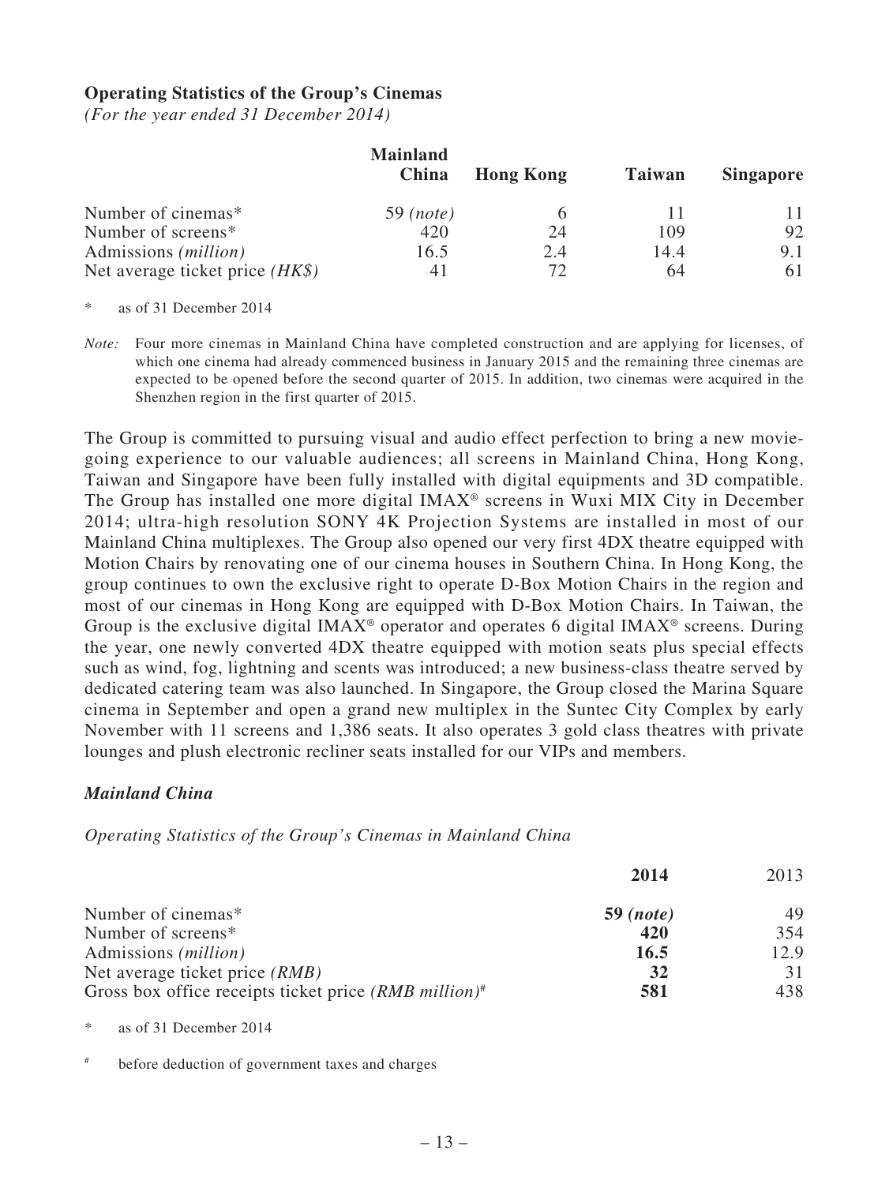**Operating Statistics of the Group's Cinemas**

*(For the year ended 31 December 2014)*

| | Mainland China | Hong Kong | Taiwan | Singapore |
|---|---|---|---|---|
| Number of cinemas* | 59 *(note)* | 6 | 11 | 11 |
| Number of screens* | 420 | 24 | 109 | 92 |
| Admissions *(million)* | 16.5 | 2.4 | 14.4 | 9.1 |
| Net average ticket price *(HK$)* | 41 | 72 | 64 | 61 |

\* as of 31 December 2014

*Note:* Four more cinemas in Mainland China have completed construction and are applying for licenses, of which one cinema had already commenced business in January 2015 and the remaining three cinemas are expected to be opened before the second quarter of 2015. In addition, two cinemas were acquired in the Shenzhen region in the first quarter of 2015.

The Group is committed to pursuing visual and audio effect perfection to bring a new movie-going experience to our valuable audiences; all screens in Mainland China, Hong Kong, Taiwan and Singapore have been fully installed with digital equipments and 3D compatible. The Group has installed one more digital IMAX® screens in Wuxi MIX City in December 2014; ultra-high resolution SONY 4K Projection Systems are installed in most of our Mainland China multiplexes. The Group also opened our very first 4DX theatre equipped with Motion Chairs by renovating one of our cinema houses in Southern China. In Hong Kong, the group continues to own the exclusive right to operate D-Box Motion Chairs in the region and most of our cinemas in Hong Kong are equipped with D-Box Motion Chairs. In Taiwan, the Group is the exclusive digital IMAX® operator and operates 6 digital IMAX® screens. During the year, one newly converted 4DX theatre equipped with motion seats plus special effects such as wind, fog, lightning and scents was introduced; a new business-class theatre served by dedicated catering team was also launched. In Singapore, the Group closed the Marina Square cinema in September and open a grand new multiplex in the Suntec City Complex by early November with 11 screens and 1,386 seats. It also operates 3 gold class theatres with private lounges and plush electronic recliner seats installed for our VIPs and members.

***Mainland China***

*Operating Statistics of the Group's Cinemas in Mainland China*

| | **2014** | 2013 |
|---|---|---|
| Number of cinemas* | **59 *(note)*** | 49 |
| Number of screens* | **420** | 354 |
| Admissions *(million)* | **16.5** | 12.9 |
| Net average ticket price *(RMB)* | **32** | 31 |
| Gross box office receipts ticket price *(RMB million)*# | **581** | 438 |

\* as of 31 December 2014

# before deduction of government taxes and charges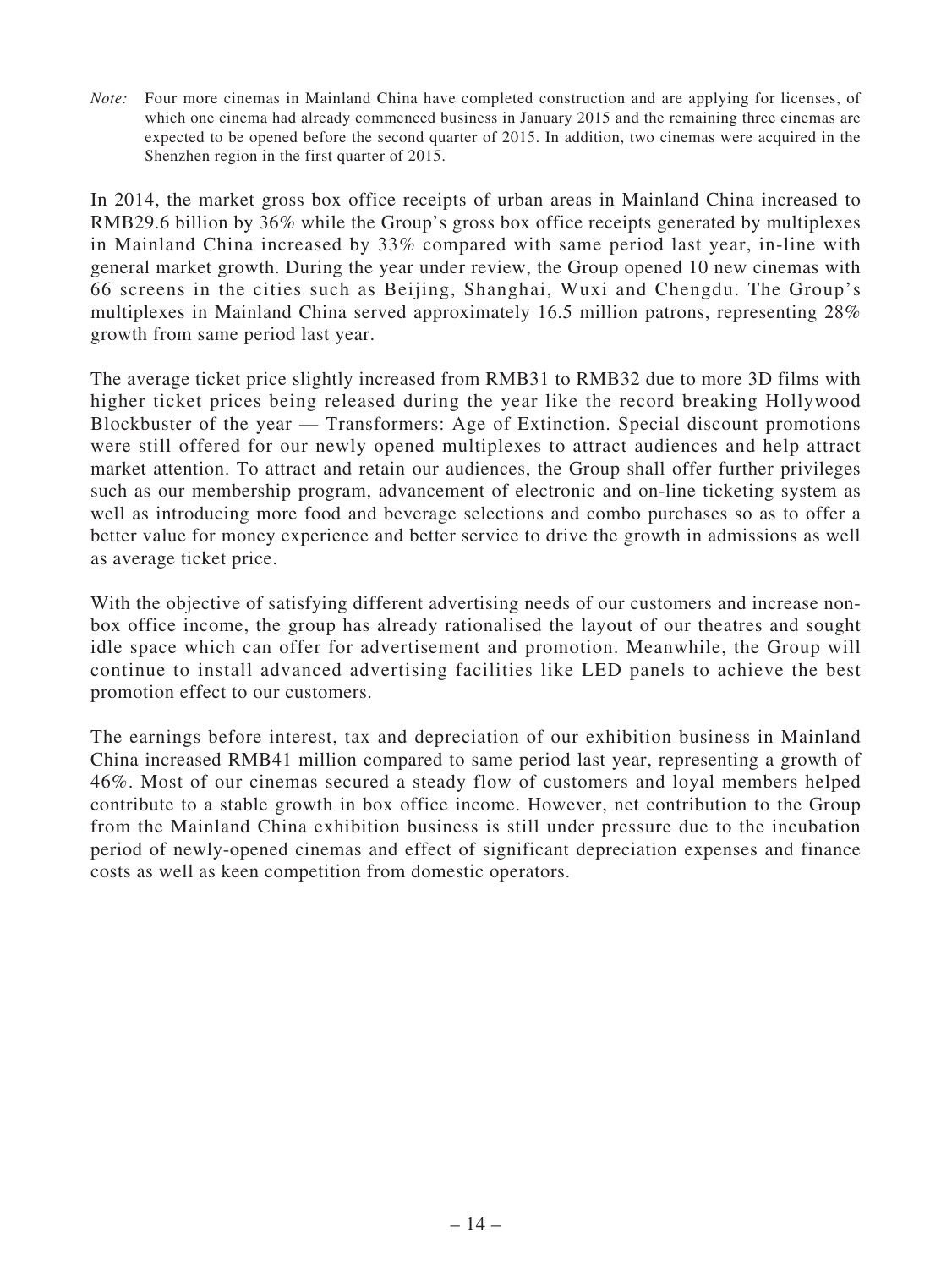*Note:* Four more cinemas in Mainland China have completed construction and are applying for licenses, of which one cinema had already commenced business in January 2015 and the remaining three cinemas are expected to be opened before the second quarter of 2015. In addition, two cinemas were acquired in the Shenzhen region in the first quarter of 2015.

In 2014, the market gross box office receipts of urban areas in Mainland China increased to RMB29.6 billion by 36% while the Group's gross box office receipts generated by multiplexes in Mainland China increased by 33% compared with same period last year, in-line with general market growth. During the year under review, the Group opened 10 new cinemas with 66 screens in the cities such as Beijing, Shanghai, Wuxi and Chengdu. The Group's multiplexes in Mainland China served approximately 16.5 million patrons, representing 28% growth from same period last year.

The average ticket price slightly increased from RMB31 to RMB32 due to more 3D films with higher ticket prices being released during the year like the record breaking Hollywood Blockbuster of the year — Transformers: Age of Extinction. Special discount promotions were still offered for our newly opened multiplexes to attract audiences and help attract market attention. To attract and retain our audiences, the Group shall offer further privileges such as our membership program, advancement of electronic and on-line ticketing system as well as introducing more food and beverage selections and combo purchases so as to offer a better value for money experience and better service to drive the growth in admissions as well as average ticket price.

With the objective of satisfying different advertising needs of our customers and increase non-box office income, the group has already rationalised the layout of our theatres and sought idle space which can offer for advertisement and promotion. Meanwhile, the Group will continue to install advanced advertising facilities like LED panels to achieve the best promotion effect to our customers.

The earnings before interest, tax and depreciation of our exhibition business in Mainland China increased RMB41 million compared to same period last year, representing a growth of 46%. Most of our cinemas secured a steady flow of customers and loyal members helped contribute to a stable growth in box office income. However, net contribution to the Group from the Mainland China exhibition business is still under pressure due to the incubation period of newly-opened cinemas and effect of significant depreciation expenses and finance costs as well as keen competition from domestic operators.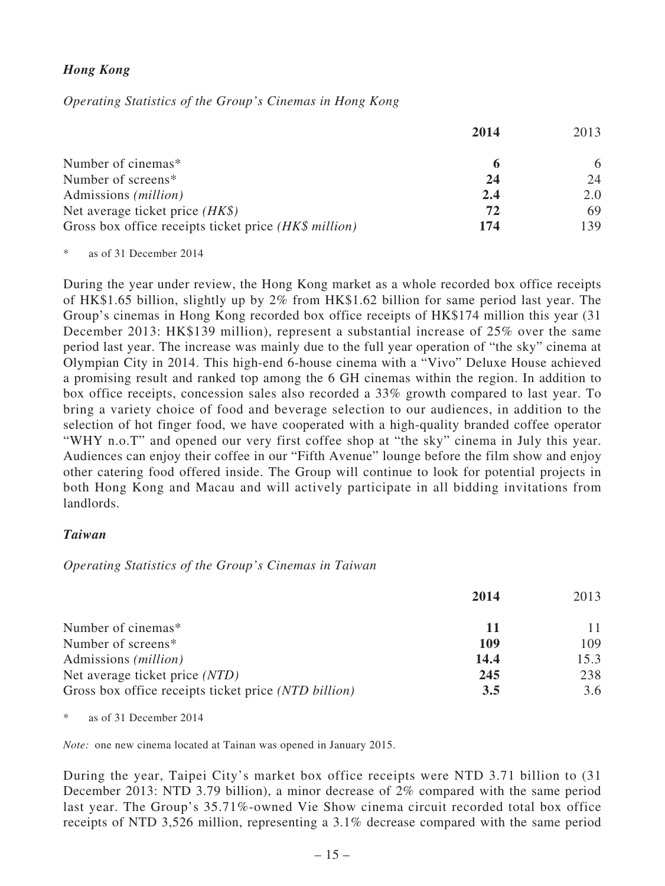***Hong Kong***

*Operating Statistics of the Group's Cinemas in Hong Kong*

| | **2014** | 2013 |
|---|---|---|
| Number of cinemas* | **6** | 6 |
| Number of screens* | **24** | 24 |
| Admissions *(million)* | **2.4** | 2.0 |
| Net average ticket price *(HK$)* | **72** | 69 |
| Gross box office receipts ticket price *(HK$ million)* | **174** | 139 |

\* as of 31 December 2014

During the year under review, the Hong Kong market as a whole recorded box office receipts of HK$1.65 billion, slightly up by 2% from HK$1.62 billion for same period last year. The Group's cinemas in Hong Kong recorded box office receipts of HK$174 million this year (31 December 2013: HK$139 million), represent a substantial increase of 25% over the same period last year. The increase was mainly due to the full year operation of "the sky" cinema at Olympian City in 2014. This high-end 6-house cinema with a "Vivo" Deluxe House achieved a promising result and ranked top among the 6 GH cinemas within the region. In addition to box office receipts, concession sales also recorded a 33% growth compared to last year. To bring a variety choice of food and beverage selection to our audiences, in addition to the selection of hot finger food, we have cooperated with a high-quality branded coffee operator "WHY n.o.T" and opened our very first coffee shop at "the sky" cinema in July this year. Audiences can enjoy their coffee in our "Fifth Avenue" lounge before the film show and enjoy other catering food offered inside. The Group will continue to look for potential projects in both Hong Kong and Macau and will actively participate in all bidding invitations from landlords.

***Taiwan***

*Operating Statistics of the Group's Cinemas in Taiwan*

| | **2014** | 2013 |
|---|---|---|
| Number of cinemas* | **11** | 11 |
| Number of screens* | **109** | 109 |
| Admissions *(million)* | **14.4** | 15.3 |
| Net average ticket price *(NTD)* | **245** | 238 |
| Gross box office receipts ticket price *(NTD billion)* | **3.5** | 3.6 |

\* as of 31 December 2014

*Note:* one new cinema located at Tainan was opened in January 2015.

During the year, Taipei City's market box office receipts were NTD 3.71 billion to (31 December 2013: NTD 3.79 billion), a minor decrease of 2% compared with the same period last year. The Group's 35.71%-owned Vie Show cinema circuit recorded total box office receipts of NTD 3,526 million, representing a 3.1% decrease compared with the same period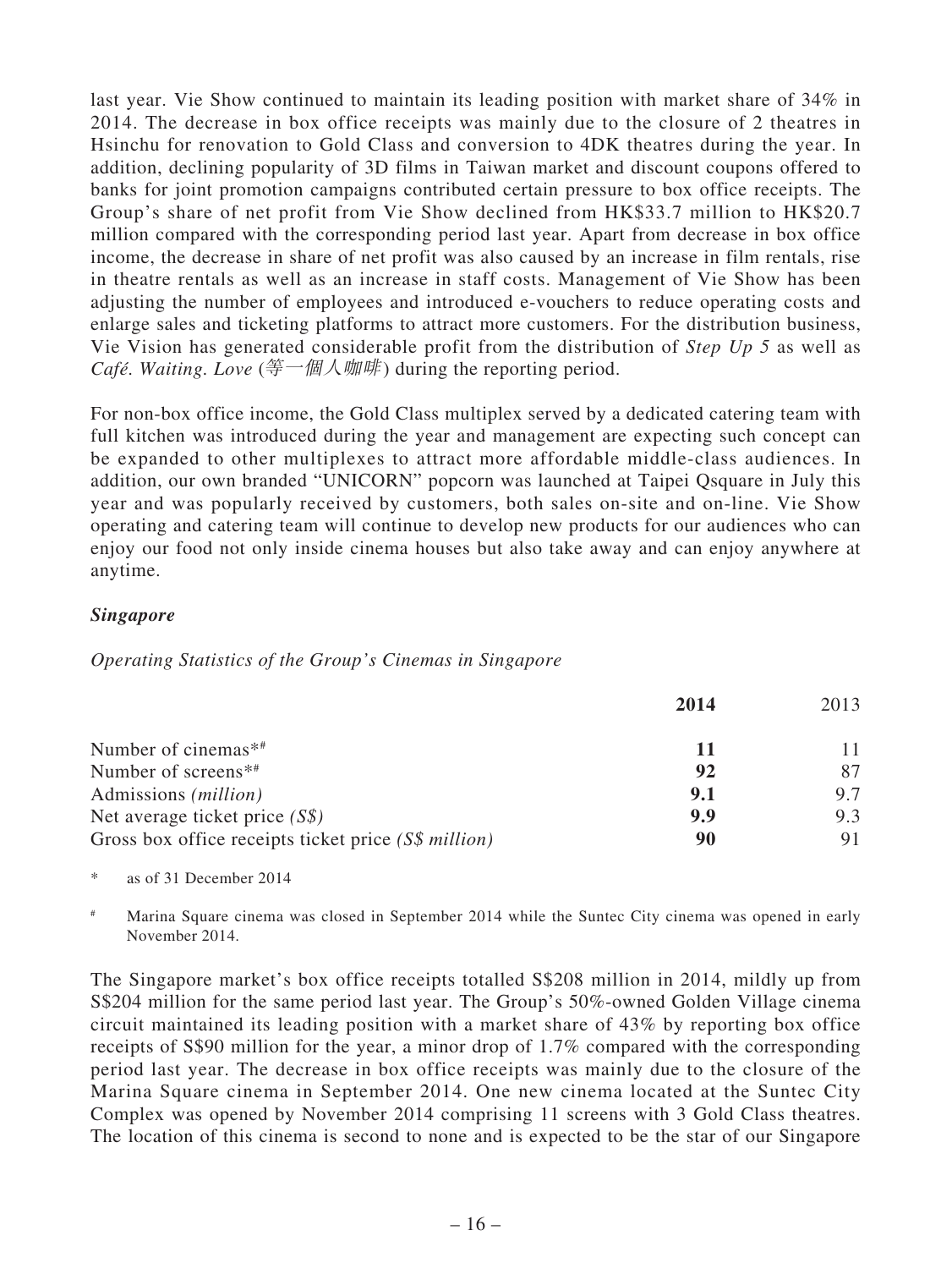last year. Vie Show continued to maintain its leading position with market share of 34% in 2014. The decrease in box office receipts was mainly due to the closure of 2 theatres in Hsinchu for renovation to Gold Class and conversion to 4DK theatres during the year. In addition, declining popularity of 3D films in Taiwan market and discount coupons offered to banks for joint promotion campaigns contributed certain pressure to box office receipts. The Group's share of net profit from Vie Show declined from HK$33.7 million to HK$20.7 million compared with the corresponding period last year. Apart from decrease in box office income, the decrease in share of net profit was also caused by an increase in film rentals, rise in theatre rentals as well as an increase in staff costs. Management of Vie Show has been adjusting the number of employees and introduced e-vouchers to reduce operating costs and enlarge sales and ticketing platforms to attract more customers. For the distribution business, Vie Vision has generated considerable profit from the distribution of *Step Up 5* as well as *Café. Waiting. Love* (*等一個人咖啡*) during the reporting period.

For non-box office income, the Gold Class multiplex served by a dedicated catering team with full kitchen was introduced during the year and management are expecting such concept can be expanded to other multiplexes to attract more affordable middle-class audiences. In addition, our own branded "UNICORN" popcorn was launched at Taipei Qsquare in July this year and was popularly received by customers, both sales on-site and on-line. Vie Show operating and catering team will continue to develop new products for our audiences who can enjoy our food not only inside cinema houses but also take away and can enjoy anywhere at anytime.

### *Singapore*

*Operating Statistics of the Group's Cinemas in Singapore*

| | **2014** | 2013 |
|---|---|---|
| Number of cinemas*# | **11** | 11 |
| Number of screens*# | **92** | 87 |
| Admissions *(million)* | **9.1** | 9.7 |
| Net average ticket price *(S$)* | **9.9** | 9.3 |
| Gross box office receipts ticket price *(S$ million)* | **90** | 91 |

\* as of 31 December 2014

# Marina Square cinema was closed in September 2014 while the Suntec City cinema was opened in early November 2014.

The Singapore market's box office receipts totalled S$208 million in 2014, mildly up from S$204 million for the same period last year. The Group's 50%-owned Golden Village cinema circuit maintained its leading position with a market share of 43% by reporting box office receipts of S$90 million for the year, a minor drop of 1.7% compared with the corresponding period last year. The decrease in box office receipts was mainly due to the closure of the Marina Square cinema in September 2014. One new cinema located at the Suntec City Complex was opened by November 2014 comprising 11 screens with 3 Gold Class theatres. The location of this cinema is second to none and is expected to be the star of our Singapore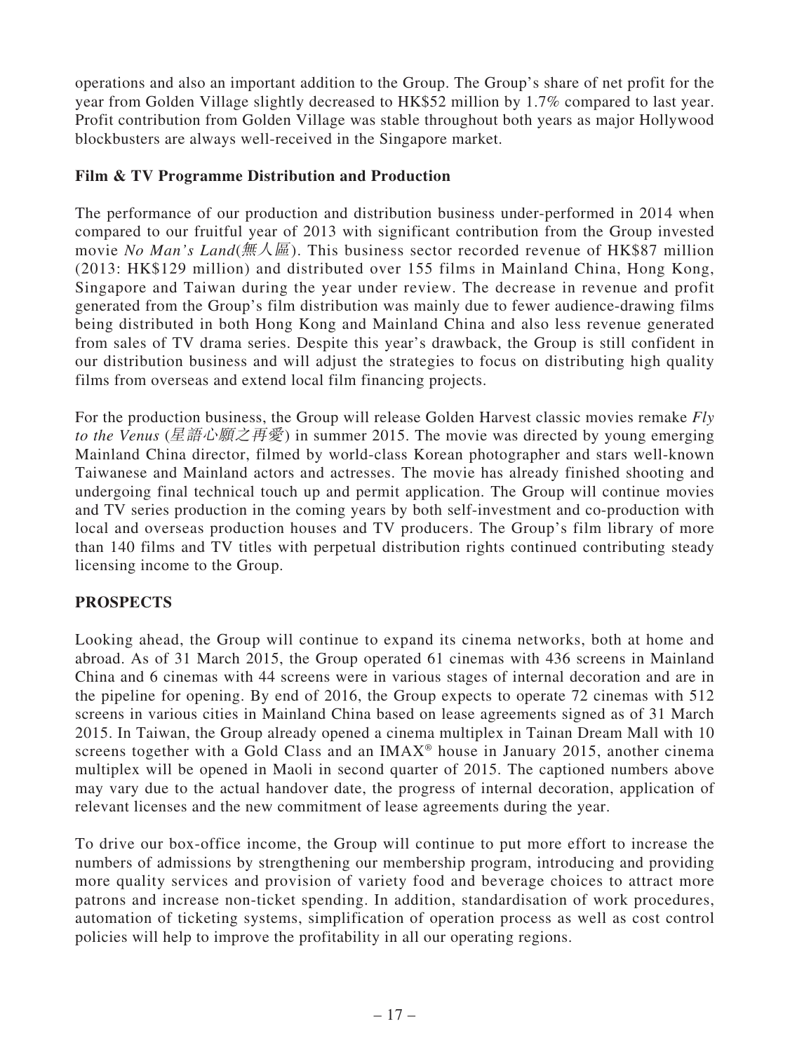operations and also an important addition to the Group. The Group's share of net profit for the year from Golden Village slightly decreased to HK$52 million by 1.7% compared to last year. Profit contribution from Golden Village was stable throughout both years as major Hollywood blockbusters are always well-received in the Singapore market.

**Film & TV Programme Distribution and Production**

The performance of our production and distribution business under-performed in 2014 when compared to our fruitful year of 2013 with significant contribution from the Group invested movie *No Man's Land*(*無人區*). This business sector recorded revenue of HK$87 million (2013: HK$129 million) and distributed over 155 films in Mainland China, Hong Kong, Singapore and Taiwan during the year under review. The decrease in revenue and profit generated from the Group's film distribution was mainly due to fewer audience-drawing films being distributed in both Hong Kong and Mainland China and also less revenue generated from sales of TV drama series. Despite this year's drawback, the Group is still confident in our distribution business and will adjust the strategies to focus on distributing high quality films from overseas and extend local film financing projects.

For the production business, the Group will release Golden Harvest classic movies remake *Fly to the Venus* (*星語心願之再愛*) in summer 2015. The movie was directed by young emerging Mainland China director, filmed by world-class Korean photographer and stars well-known Taiwanese and Mainland actors and actresses. The movie has already finished shooting and undergoing final technical touch up and permit application. The Group will continue movies and TV series production in the coming years by both self-investment and co-production with local and overseas production houses and TV producers. The Group's film library of more than 140 films and TV titles with perpetual distribution rights continued contributing steady licensing income to the Group.

## PROSPECTS

Looking ahead, the Group will continue to expand its cinema networks, both at home and abroad. As of 31 March 2015, the Group operated 61 cinemas with 436 screens in Mainland China and 6 cinemas with 44 screens were in various stages of internal decoration and are in the pipeline for opening. By end of 2016, the Group expects to operate 72 cinemas with 512 screens in various cities in Mainland China based on lease agreements signed as of 31 March 2015. In Taiwan, the Group already opened a cinema multiplex in Tainan Dream Mall with 10 screens together with a Gold Class and an IMAX® house in January 2015, another cinema multiplex will be opened in Maoli in second quarter of 2015. The captioned numbers above may vary due to the actual handover date, the progress of internal decoration, application of relevant licenses and the new commitment of lease agreements during the year.

To drive our box-office income, the Group will continue to put more effort to increase the numbers of admissions by strengthening our membership program, introducing and providing more quality services and provision of variety food and beverage choices to attract more patrons and increase non-ticket spending. In addition, standardisation of work procedures, automation of ticketing systems, simplification of operation process as well as cost control policies will help to improve the profitability in all our operating regions.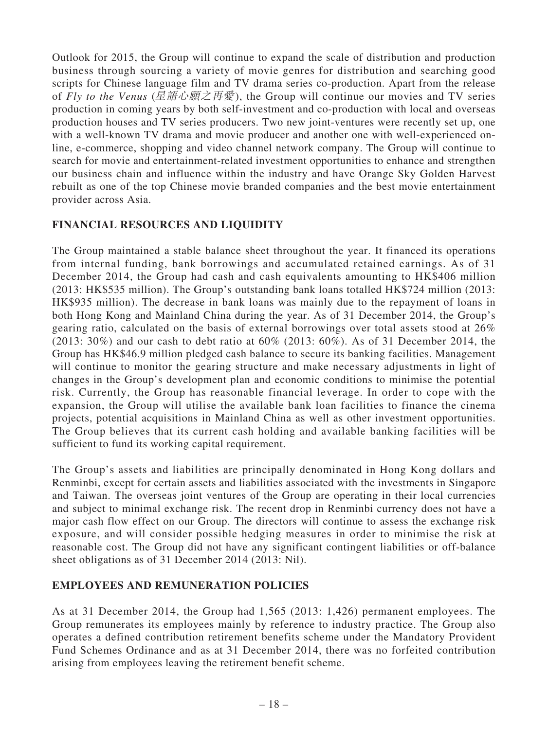Outlook for 2015, the Group will continue to expand the scale of distribution and production business through sourcing a variety of movie genres for distribution and searching good scripts for Chinese language film and TV drama series co-production. Apart from the release of *Fly to the Venus* (*星語心願之再愛*), the Group will continue our movies and TV series production in coming years by both self-investment and co-production with local and overseas production houses and TV series producers. Two new joint-ventures were recently set up, one with a well-known TV drama and movie producer and another one with well-experienced on-line, e-commerce, shopping and video channel network company. The Group will continue to search for movie and entertainment-related investment opportunities to enhance and strengthen our business chain and influence within the industry and have Orange Sky Golden Harvest rebuilt as one of the top Chinese movie branded companies and the best movie entertainment provider across Asia.

## FINANCIAL RESOURCES AND LIQUIDITY

The Group maintained a stable balance sheet throughout the year. It financed its operations from internal funding, bank borrowings and accumulated retained earnings. As of 31 December 2014, the Group had cash and cash equivalents amounting to HK$406 million (2013: HK$535 million). The Group's outstanding bank loans totalled HK$724 million (2013: HK$935 million). The decrease in bank loans was mainly due to the repayment of loans in both Hong Kong and Mainland China during the year. As of 31 December 2014, the Group's gearing ratio, calculated on the basis of external borrowings over total assets stood at 26% (2013: 30%) and our cash to debt ratio at 60% (2013: 60%). As of 31 December 2014, the Group has HK$46.9 million pledged cash balance to secure its banking facilities. Management will continue to monitor the gearing structure and make necessary adjustments in light of changes in the Group's development plan and economic conditions to minimise the potential risk. Currently, the Group has reasonable financial leverage. In order to cope with the expansion, the Group will utilise the available bank loan facilities to finance the cinema projects, potential acquisitions in Mainland China as well as other investment opportunities. The Group believes that its current cash holding and available banking facilities will be sufficient to fund its working capital requirement.

The Group's assets and liabilities are principally denominated in Hong Kong dollars and Renminbi, except for certain assets and liabilities associated with the investments in Singapore and Taiwan. The overseas joint ventures of the Group are operating in their local currencies and subject to minimal exchange risk. The recent drop in Renminbi currency does not have a major cash flow effect on our Group. The directors will continue to assess the exchange risk exposure, and will consider possible hedging measures in order to minimise the risk at reasonable cost. The Group did not have any significant contingent liabilities or off-balance sheet obligations as of 31 December 2014 (2013: Nil).

## EMPLOYEES AND REMUNERATION POLICIES

As at 31 December 2014, the Group had 1,565 (2013: 1,426) permanent employees. The Group remunerates its employees mainly by reference to industry practice. The Group also operates a defined contribution retirement benefits scheme under the Mandatory Provident Fund Schemes Ordinance and as at 31 December 2014, there was no forfeited contribution arising from employees leaving the retirement benefit scheme.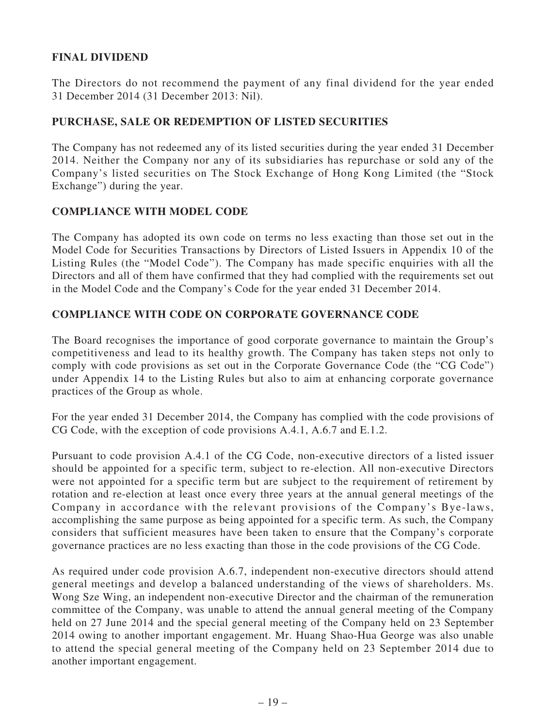## FINAL DIVIDEND

The Directors do not recommend the payment of any final dividend for the year ended 31 December 2014 (31 December 2013: Nil).

## PURCHASE, SALE OR REDEMPTION OF LISTED SECURITIES

The Company has not redeemed any of its listed securities during the year ended 31 December 2014. Neither the Company nor any of its subsidiaries has repurchase or sold any of the Company's listed securities on The Stock Exchange of Hong Kong Limited (the "Stock Exchange") during the year.

## COMPLIANCE WITH MODEL CODE

The Company has adopted its own code on terms no less exacting than those set out in the Model Code for Securities Transactions by Directors of Listed Issuers in Appendix 10 of the Listing Rules (the "Model Code"). The Company has made specific enquiries with all the Directors and all of them have confirmed that they had complied with the requirements set out in the Model Code and the Company's Code for the year ended 31 December 2014.

## COMPLIANCE WITH CODE ON CORPORATE GOVERNANCE CODE

The Board recognises the importance of good corporate governance to maintain the Group's competitiveness and lead to its healthy growth. The Company has taken steps not only to comply with code provisions as set out in the Corporate Governance Code (the "CG Code") under Appendix 14 to the Listing Rules but also to aim at enhancing corporate governance practices of the Group as whole.

For the year ended 31 December 2014, the Company has complied with the code provisions of CG Code, with the exception of code provisions A.4.1, A.6.7 and E.1.2.

Pursuant to code provision A.4.1 of the CG Code, non-executive directors of a listed issuer should be appointed for a specific term, subject to re-election. All non-executive Directors were not appointed for a specific term but are subject to the requirement of retirement by rotation and re-election at least once every three years at the annual general meetings of the Company in accordance with the relevant provisions of the Company's Bye-laws, accomplishing the same purpose as being appointed for a specific term. As such, the Company considers that sufficient measures have been taken to ensure that the Company's corporate governance practices are no less exacting than those in the code provisions of the CG Code.

As required under code provision A.6.7, independent non-executive directors should attend general meetings and develop a balanced understanding of the views of shareholders. Ms. Wong Sze Wing, an independent non-executive Director and the chairman of the remuneration committee of the Company, was unable to attend the annual general meeting of the Company held on 27 June 2014 and the special general meeting of the Company held on 23 September 2014 owing to another important engagement. Mr. Huang Shao-Hua George was also unable to attend the special general meeting of the Company held on 23 September 2014 due to another important engagement.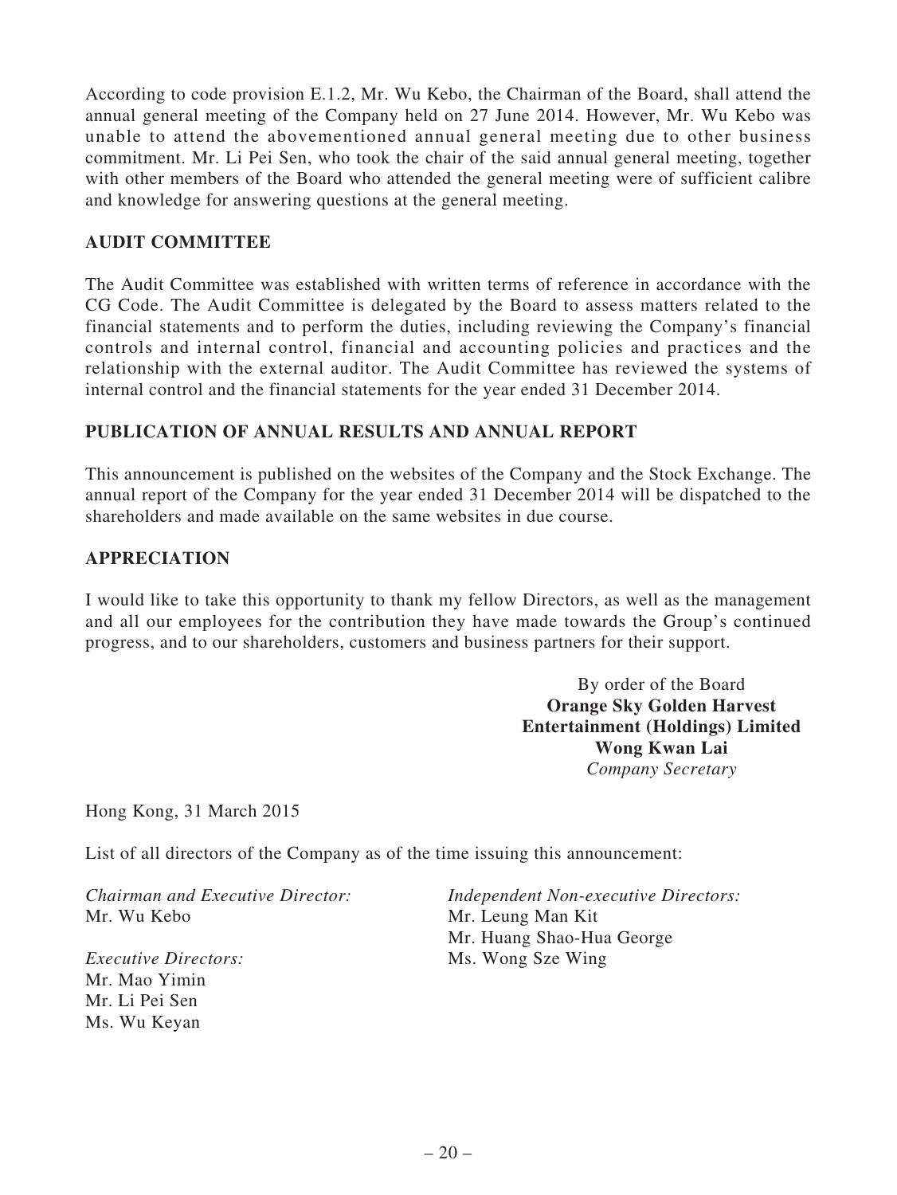According to code provision E.1.2, Mr. Wu Kebo, the Chairman of the Board, shall attend the annual general meeting of the Company held on 27 June 2014. However, Mr. Wu Kebo was unable to attend the abovementioned annual general meeting due to other business commitment. Mr. Li Pei Sen, who took the chair of the said annual general meeting, together with other members of the Board who attended the general meeting were of sufficient calibre and knowledge for answering questions at the general meeting.

## AUDIT COMMITTEE

The Audit Committee was established with written terms of reference in accordance with the CG Code. The Audit Committee is delegated by the Board to assess matters related to the financial statements and to perform the duties, including reviewing the Company's financial controls and internal control, financial and accounting policies and practices and the relationship with the external auditor. The Audit Committee has reviewed the systems of internal control and the financial statements for the year ended 31 December 2014.

## PUBLICATION OF ANNUAL RESULTS AND ANNUAL REPORT

This announcement is published on the websites of the Company and the Stock Exchange. The annual report of the Company for the year ended 31 December 2014 will be dispatched to the shareholders and made available on the same websites in due course.

## APPRECIATION

I would like to take this opportunity to thank my fellow Directors, as well as the management and all our employees for the contribution they have made towards the Group's continued progress, and to our shareholders, customers and business partners for their support.

By order of the Board
**Orange Sky Golden Harvest Entertainment (Holdings) Limited**
**Wong Kwan Lai**
*Company Secretary*

Hong Kong, 31 March 2015

List of all directors of the Company as of the time issuing this announcement:

*Chairman and Executive Director:*
Mr. Wu Kebo

*Executive Directors:*
Mr. Mao Yimin
Mr. Li Pei Sen
Ms. Wu Keyan

*Independent Non-executive Directors:*
Mr. Leung Man Kit
Mr. Huang Shao-Hua George
Ms. Wong Sze Wing